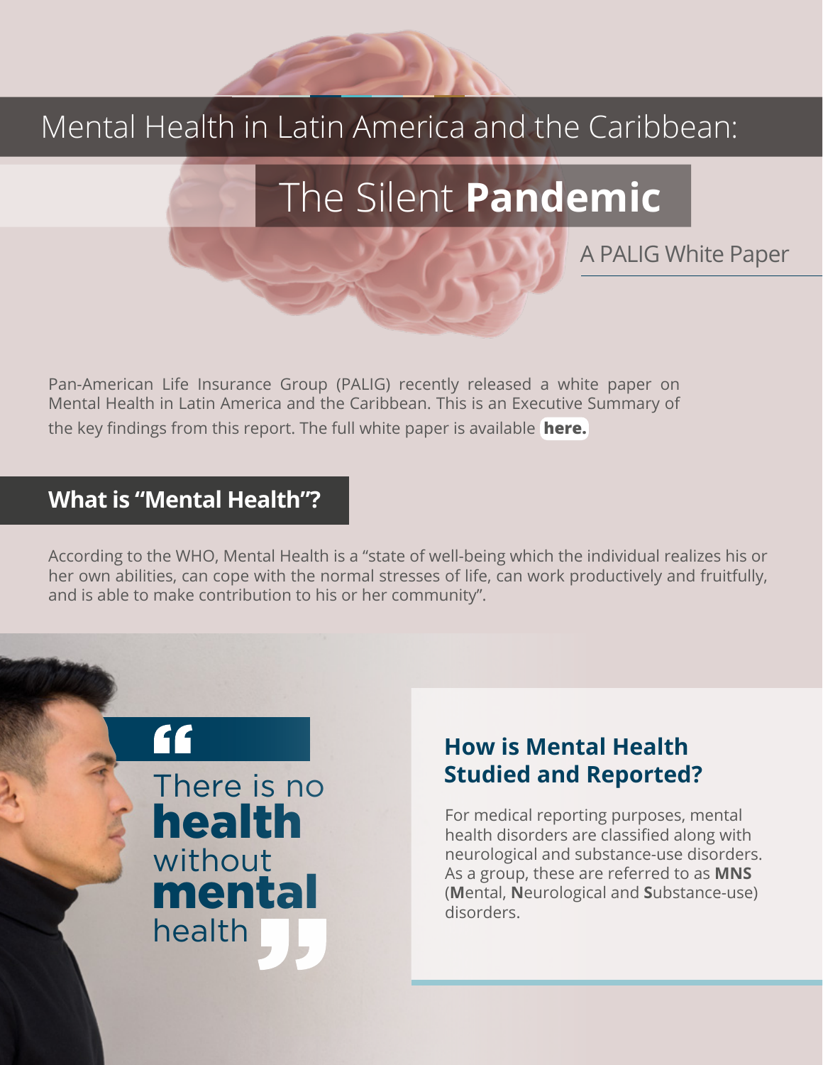# Mental Health in Latin America and the Caribbean:

# The Silent **Pandemic**

A PALIG White Paper

Pan-American Life Insurance Group (PALIG) recently released a white paper on Mental Health in Latin America and the Caribbean. This is an Executive Summary of the key findings from this report. The full white paper is available **here.**

## What is "Mental Health"?

According to the WHO, Mental Health is a "state of well-being which the individual realizes his or her own abilities, can cope with the normal stresses of life, can work productively and fruitfully, and is able to make contribution to his or her community".

> "There is no **health** without **mental** health"

## How is Mental Health Studied and Reported?

For medical reporting purposes, mental health disorders are classified along with neurological and substance-use disorders. As a group, these are referred to as **MNS** (**M**ental, **N**eurological and **S**ubstance-use) disorders.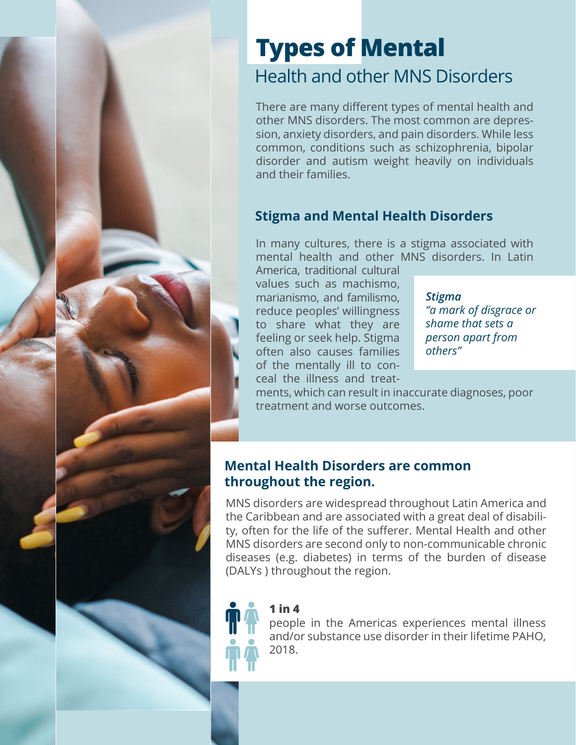# Types of Mental Health and other MNS Disorders

There are many different types of mental health and other MNS disorders. The most common are depression, anxiety disorders, and pain disorders. While less common, conditions such as schizophrenia, bipolar disorder and autism weight heavily on individuals and their families.

## Stigma and Mental Health Disorders

In many cultures, there is a stigma associated with mental health and other MNS disorders. In Latin America, traditional cultural values such as machismo, marianismo, and familismo, reduce peoples' willingness to share what they are feeling or seek help. Stigma often also causes families of the mentally ill to conceal the illness and treatments, which can result in inaccurate diagnoses, poor treatment and worse outcomes.

***Stigma***
*"a mark of disgrace or shame that sets a person apart from others"*

## Mental Health Disorders are common throughout the region.

MNS disorders are widespread throughout Latin America and the Caribbean and are associated with a great deal of disability, often for the life of the sufferer. Mental Health and other MNS disorders are second only to non-communicable chronic diseases (e.g. diabetes) in terms of the burden of disease (DALYs ) throughout the region.

**1 in 4**
people in the Americas experiences mental illness and/or substance use disorder in their lifetime PAHO, 2018.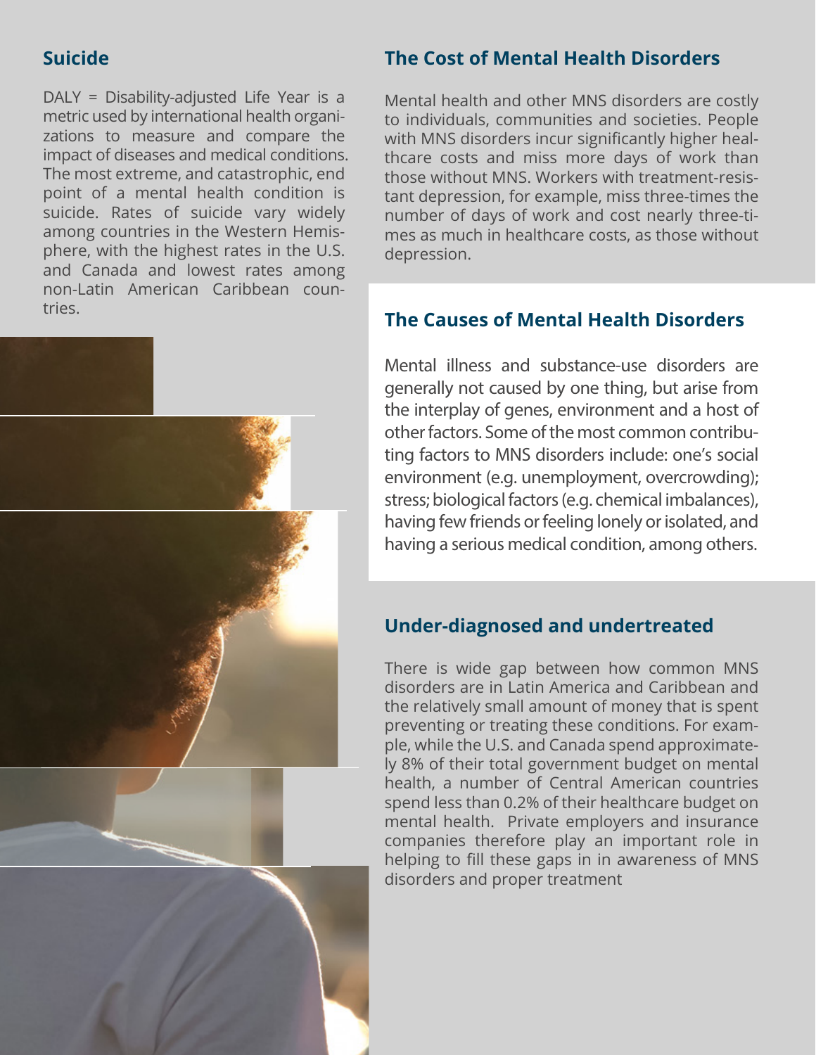## Suicide

DALY = Disability-adjusted Life Year is a metric used by international health organizations to measure and compare the impact of diseases and medical conditions. The most extreme, and catastrophic, end point of a mental health condition is suicide. Rates of suicide vary widely among countries in the Western Hemisphere, with the highest rates in the U.S. and Canada and lowest rates among non-Latin American Caribbean countries.

## The Cost of Mental Health Disorders

Mental health and other MNS disorders are costly to individuals, communities and societies. People with MNS disorders incur significantly higher healthcare costs and miss more days of work than those without MNS. Workers with treatment-resistant depression, for example, miss three-times the number of days of work and cost nearly three-times as much in healthcare costs, as those without depression.

## The Causes of Mental Health Disorders

Mental illness and substance-use disorders are generally not caused by one thing, but arise from the interplay of genes, environment and a host of other factors. Some of the most common contributing factors to MNS disorders include: one's social environment (e.g. unemployment, overcrowding); stress; biological factors (e.g. chemical imbalances), having few friends or feeling lonely or isolated, and having a serious medical condition, among others.

## Under-diagnosed and undertreated

There is wide gap between how common MNS disorders are in Latin America and Caribbean and the relatively small amount of money that is spent preventing or treating these conditions. For example, while the U.S. and Canada spend approximately 8% of their total government budget on mental health, a number of Central American countries spend less than 0.2% of their healthcare budget on mental health. Private employers and insurance companies therefore play an important role in helping to fill these gaps in in awareness of MNS disorders and proper treatment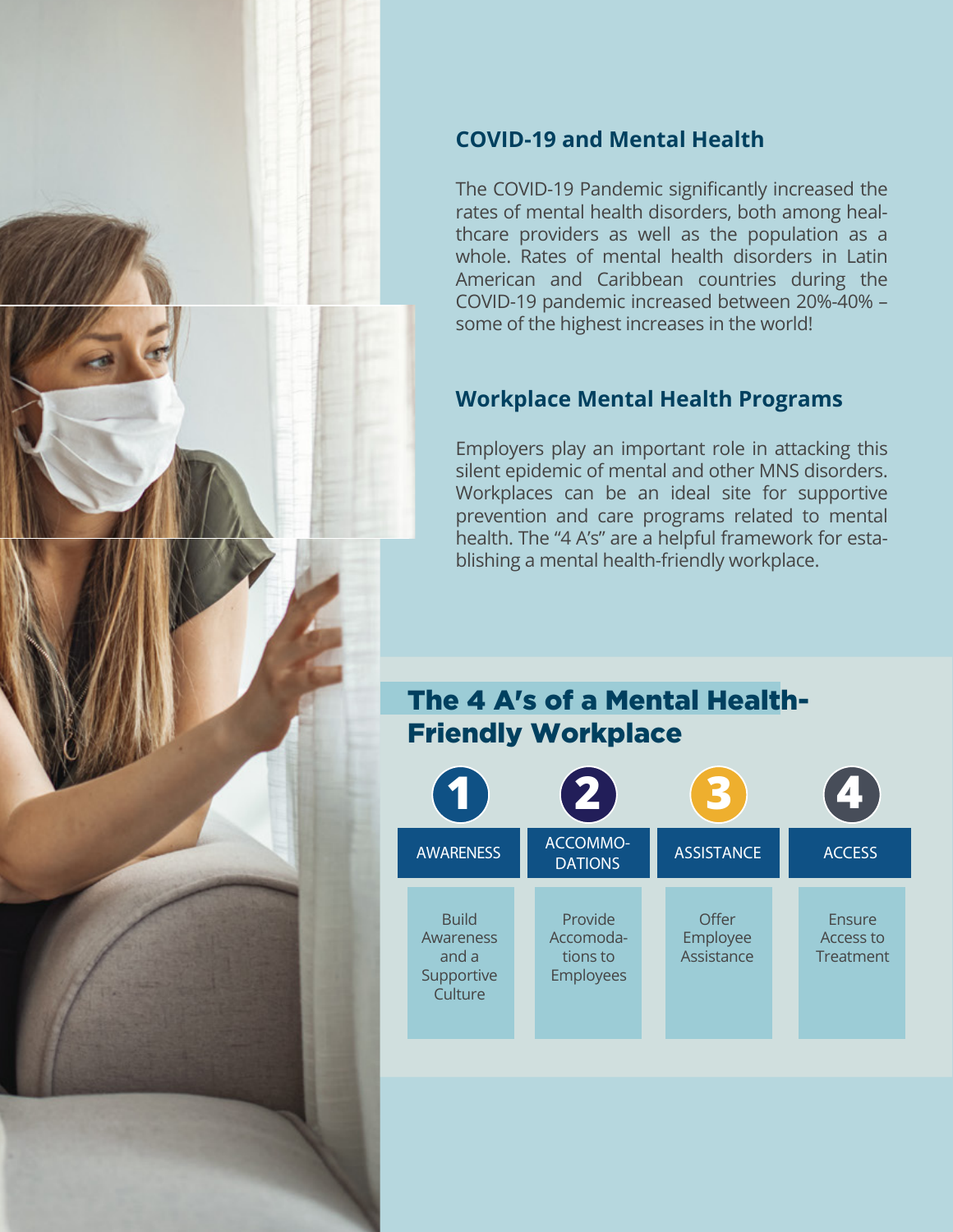## COVID-19 and Mental Health

The COVID-19 Pandemic significantly increased the rates of mental health disorders, both among healthcare providers as well as the population as a whole. Rates of mental health disorders in Latin American and Caribbean countries during the COVID-19 pandemic increased between 20%-40% – some of the highest increases in the world!

## Workplace Mental Health Programs

Employers play an important role in attacking this silent epidemic of mental and other MNS disorders. Workplaces can be an ideal site for supportive prevention and care programs related to mental health. The "4 A's" are a helpful framework for establishing a mental health-friendly workplace.

## The 4 A's of a Mental Health-Friendly Workplace

| 1 | 2 | 3 | 4 |
| --- | --- | --- | --- |
| AWARENESS | ACCOMMODATIONS | ASSISTANCE | ACCESS |
| Build Awareness and a Supportive Culture | Provide Accomodations to Employees | Offer Employee Assistance | Ensure Access to Treatment |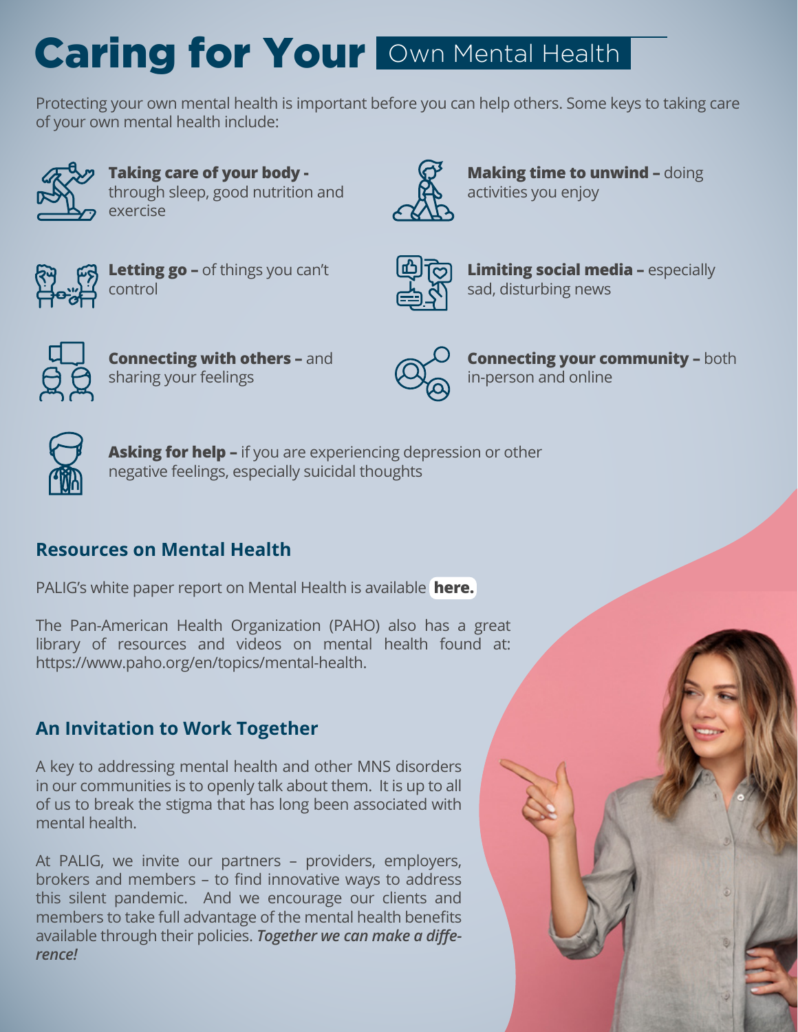# Caring for Your Own Mental Health

Protecting your own mental health is important before you can help others. Some keys to taking care of your own mental health include:

- **Taking care of your body -** through sleep, good nutrition and exercise
- **Making time to unwind –** doing activities you enjoy
- **Letting go –** of things you can't control
- **Limiting social media –** especially sad, disturbing news
- **Connecting with others –** and sharing your feelings
- **Connecting your community –** both in-person and online
- **Asking for help –** if you are experiencing depression or other negative feelings, especially suicidal thoughts

## Resources on Mental Health

PALIG's white paper report on Mental Health is available **here.**

The Pan-American Health Organization (PAHO) also has a great library of resources and videos on mental health found at: https://www.paho.org/en/topics/mental-health.

## An Invitation to Work Together

A key to addressing mental health and other MNS disorders in our communities is to openly talk about them. It is up to all of us to break the stigma that has long been associated with mental health.

At PALIG, we invite our partners – providers, employers, brokers and members – to find innovative ways to address this silent pandemic. And we encourage our clients and members to take full advantage of the mental health benefits available through their policies. ***Together we can make a difference!***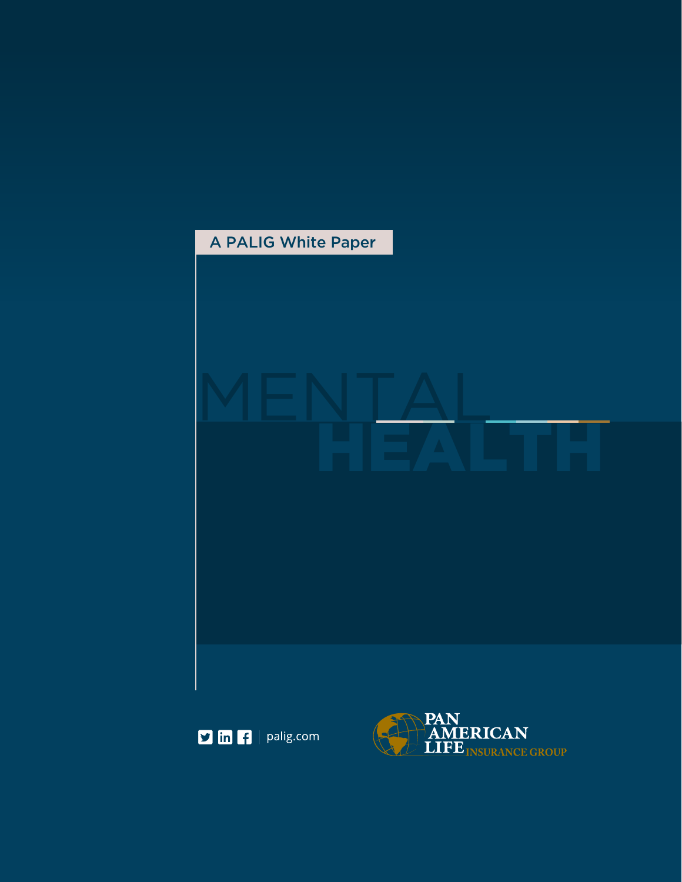A PALIG White Paper

# MENTAL HEALTH

palig.com

PAN AMERICAN LIFE INSURANCE GROUP